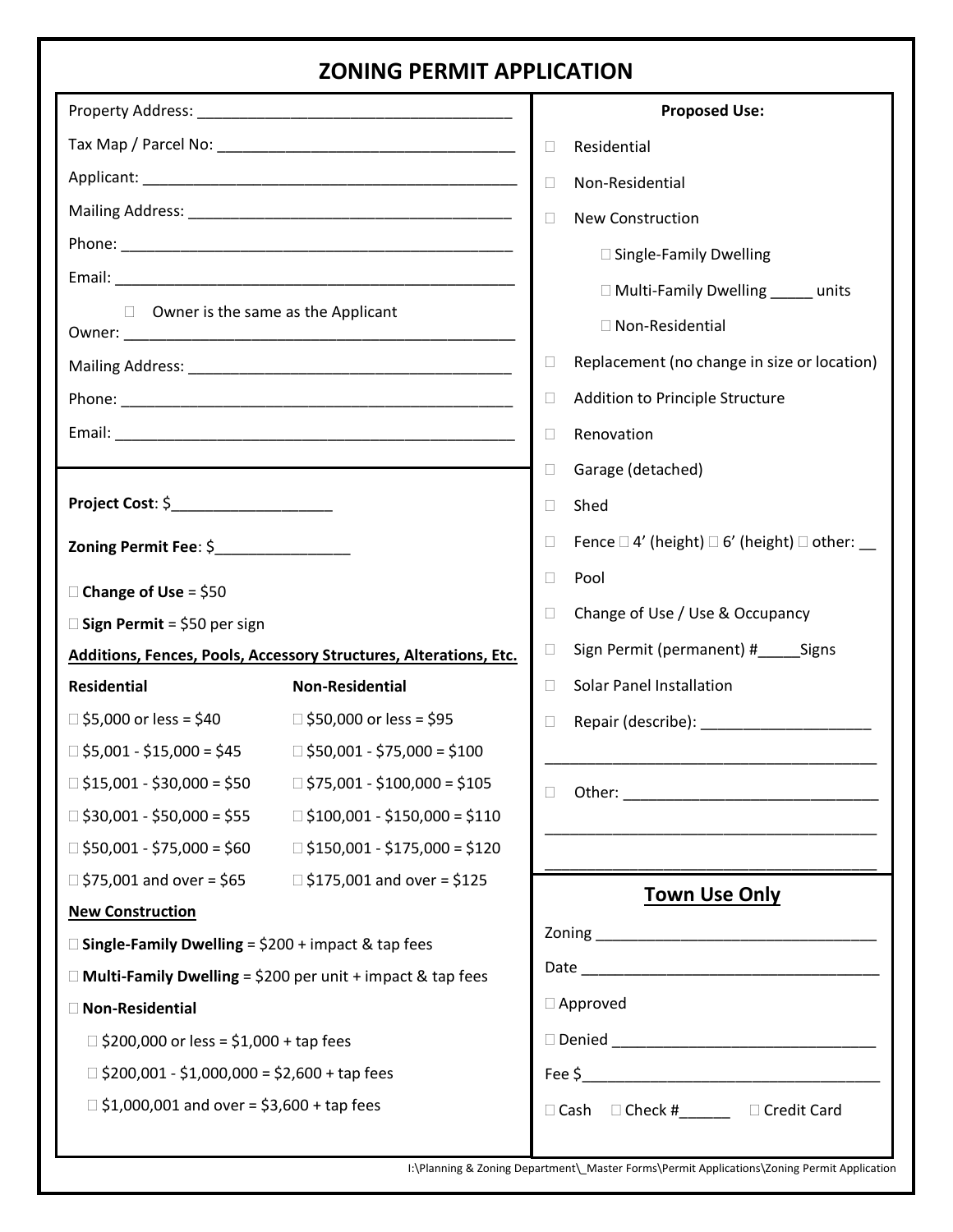# ZONING PERMIT APPLICATION

Property Address: ______________________________________

Tax Map / Parcel No: ___________________________________

Applicant: ____________________________________________

Mailing Address: _______________________________________

Phone: _______________________________________________

Email: ________________________________________________

☐ Owner is the same as the Applicant

Owner: _______________________________________________

Mailing Address: _______________________________________

Phone: _______________________________________________

Email: ________________________________________________

**Project Cost**: $__________________

**Zoning Permit Fee**: $_______________

☐ **Change of Use** = $50

☐ **Sign Permit** = $50 per sign

**Additions, Fences, Pools, Accessory Structures, Alterations, Etc.**

| **Residential** | **Non-Residential** |
|---|---|
| ☐ $5,000 or less = $40 | ☐ $50,000 or less = $95 |
| ☐ $5,001 - $15,000 = $45 | ☐ $50,001 - $75,000 = $100 |
| ☐ $15,001 - $30,000 = $50 | ☐ $75,001 - $100,000 = $105 |
| ☐ $30,001 - $50,000 = $55 | ☐ $100,001 - $150,000 = $110 |
| ☐ $50,001 - $75,000 = $60 | ☐ $150,001 - $175,000 = $120 |
| ☐ $75,001 and over = $65 | ☐ $175,001 and over = $125 |

**New Construction**

☐ **Single-Family Dwelling** = $200 + impact & tap fees

☐ **Multi-Family Dwelling** = $200 per unit + impact & tap fees

☐ **Non-Residential**

- ☐ $200,000 or less = $1,000 + tap fees
- ☐ $200,001 - $1,000,000 = $2,600 + tap fees
- ☐ $1,000,001 and over = $3,600 + tap fees

**Proposed Use:**

☐ Residential

☐ Non-Residential

☐ New Construction

- ☐ Single-Family Dwelling
- ☐ Multi-Family Dwelling _____ units
- ☐ Non-Residential

☐ Replacement (no change in size or location)

☐ Addition to Principle Structure

☐ Renovation

☐ Garage (detached)

☐ Shed

☐ Fence ☐ 4' (height) ☐ 6' (height) ☐ other: __

☐ Pool

☐ Change of Use / Use & Occupancy

☐ Sign Permit (permanent) #_____Signs

☐ Solar Panel Installation

☐ Repair (describe): ____________________

________________________________________

☐ Other: ______________________________

________________________________________

________________________________________

## Town Use Only

Zoning __________________________________

Date ____________________________________

☐ Approved

☐ Denied ______________________________

Fee $___________________________________

☐ Cash ☐ Check #______ ☐ Credit Card

I:\Planning & Zoning Department\_Master Forms\Permit Applications\Zoning Permit Application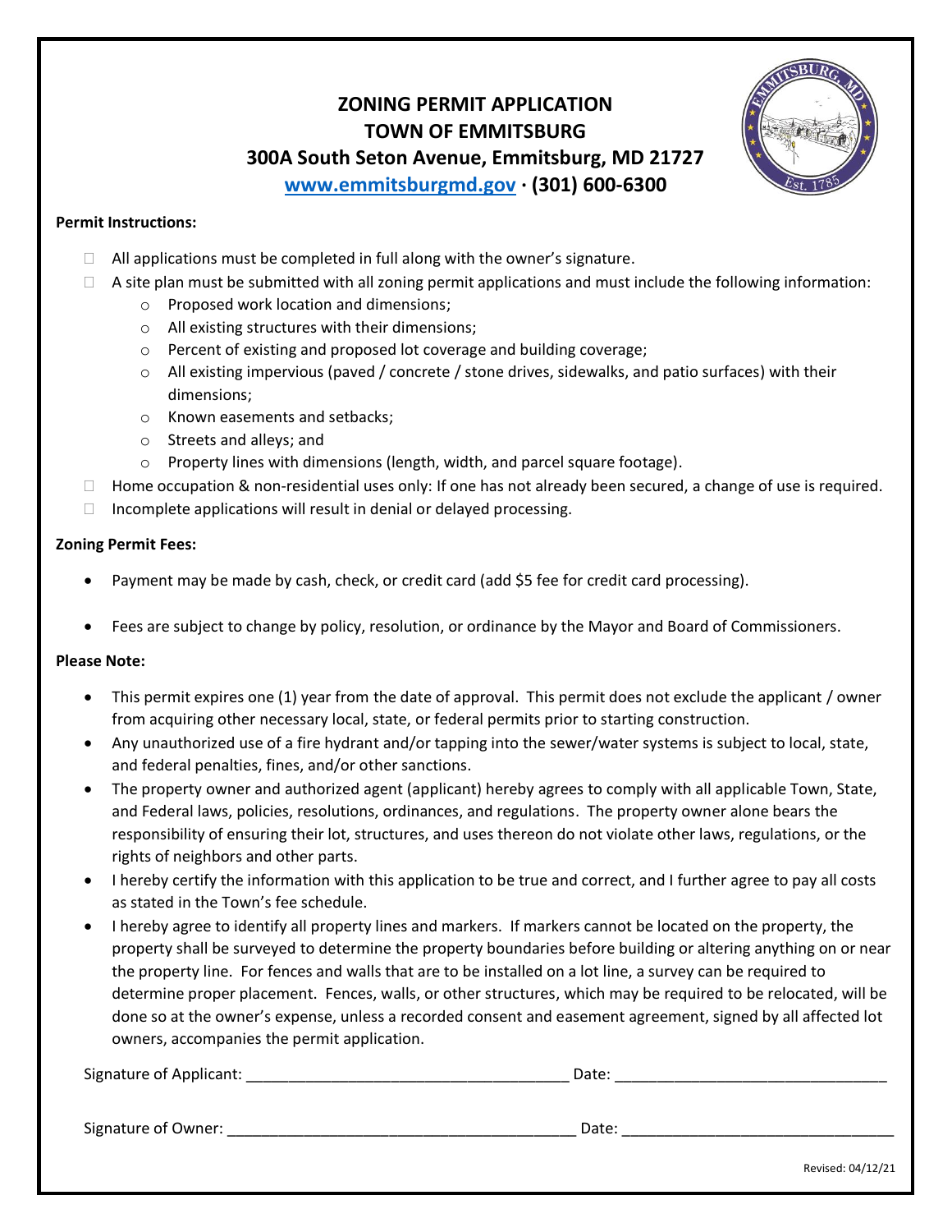# ZONING PERMIT APPLICATION
# TOWN OF EMMITSBURG
# 300A South Seton Avenue, Emmitsburg, MD 21727
# www.emmitsburgmd.gov · (301) 600-6300

**Permit Instructions:**

- ☐ All applications must be completed in full along with the owner's signature.
- ☐ A site plan must be submitted with all zoning permit applications and must include the following information:
  - Proposed work location and dimensions;
  - All existing structures with their dimensions;
  - Percent of existing and proposed lot coverage and building coverage;
  - All existing impervious (paved / concrete / stone drives, sidewalks, and patio surfaces) with their dimensions;
  - Known easements and setbacks;
  - Streets and alleys; and
  - Property lines with dimensions (length, width, and parcel square footage).
- ☐ Home occupation & non-residential uses only: If one has not already been secured, a change of use is required.
- ☐ Incomplete applications will result in denial or delayed processing.

**Zoning Permit Fees:**

- Payment may be made by cash, check, or credit card (add $5 fee for credit card processing).
- Fees are subject to change by policy, resolution, or ordinance by the Mayor and Board of Commissioners.

**Please Note:**

- This permit expires one (1) year from the date of approval. This permit does not exclude the applicant / owner from acquiring other necessary local, state, or federal permits prior to starting construction.
- Any unauthorized use of a fire hydrant and/or tapping into the sewer/water systems is subject to local, state, and federal penalties, fines, and/or other sanctions.
- The property owner and authorized agent (applicant) hereby agrees to comply with all applicable Town, State, and Federal laws, policies, resolutions, ordinances, and regulations. The property owner alone bears the responsibility of ensuring their lot, structures, and uses thereon do not violate other laws, regulations, or the rights of neighbors and other parts.
- I hereby certify the information with this application to be true and correct, and I further agree to pay all costs as stated in the Town's fee schedule.
- I hereby agree to identify all property lines and markers. If markers cannot be located on the property, the property shall be surveyed to determine the property boundaries before building or altering anything on or near the property line. For fences and walls that are to be installed on a lot line, a survey can be required to determine proper placement. Fences, walls, or other structures, which may be required to be relocated, will be done so at the owner's expense, unless a recorded consent and easement agreement, signed by all affected lot owners, accompanies the permit application.

Signature of Applicant: ______________________________________ Date: ________________________________

Signature of Owner: ________________________________________ Date: ________________________________

Revised: 04/12/21